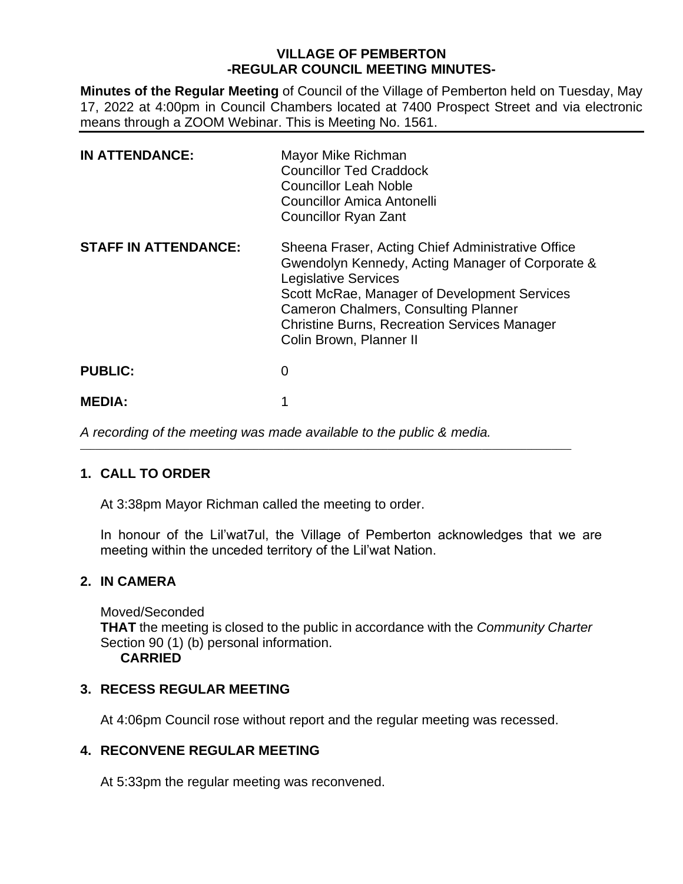# VILLAGE OF PEMBERTON
## -REGULAR COUNCIL MEETING MINUTES-

**Minutes of the Regular Meeting** of Council of the Village of Pemberton held on Tuesday, May 17, 2022 at 4:00pm in Council Chambers located at 7400 Prospect Street and via electronic means through a ZOOM Webinar. This is Meeting No. 1561.

| | |
|---|---|
| **IN ATTENDANCE:** | Mayor Mike Richman<br>Councillor Ted Craddock<br>Councillor Leah Noble<br>Councillor Amica Antonelli<br>Councillor Ryan Zant |
| **STAFF IN ATTENDANCE:** | Sheena Fraser, Acting Chief Administrative Office<br>Gwendolyn Kennedy, Acting Manager of Corporate & Legislative Services<br>Scott McRae, Manager of Development Services<br>Cameron Chalmers, Consulting Planner<br>Christine Burns, Recreation Services Manager<br>Colin Brown, Planner II |
| **PUBLIC:** | 0 |
| **MEDIA:** | 1 |

*A recording of the meeting was made available to the public & media.*

## 1. CALL TO ORDER

At 3:38pm Mayor Richman called the meeting to order.

In honour of the Lil'wat7ul, the Village of Pemberton acknowledges that we are meeting within the unceded territory of the Lil'wat Nation.

## 2. IN CAMERA

Moved/Seconded
**THAT** the meeting is closed to the public in accordance with the *Community Charter* Section 90 (1) (b) personal information.
**CARRIED**

## 3. RECESS REGULAR MEETING

At 4:06pm Council rose without report and the regular meeting was recessed.

## 4. RECONVENE REGULAR MEETING

At 5:33pm the regular meeting was reconvened.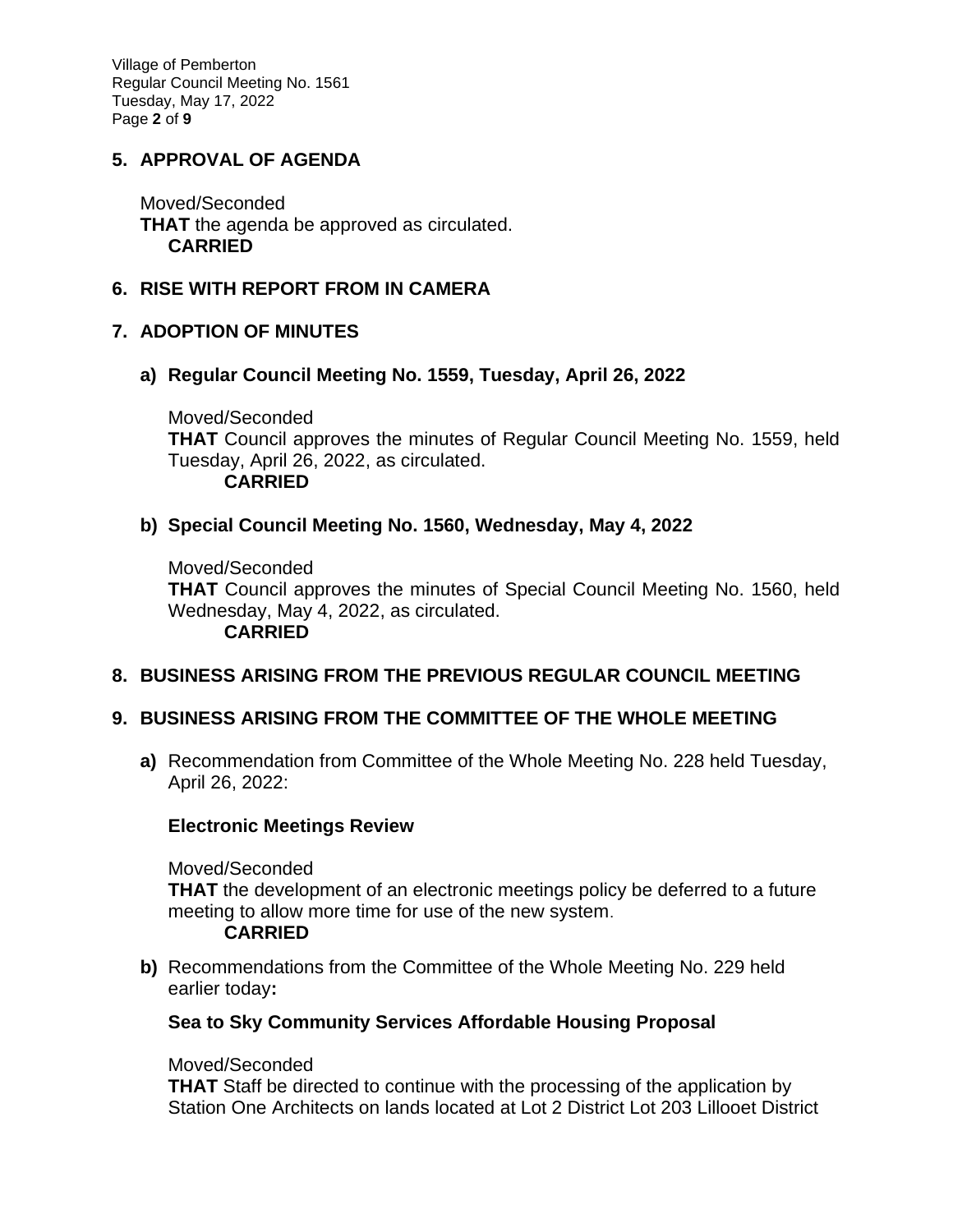## 5. APPROVAL OF AGENDA

Moved/Seconded
**THAT** the agenda be approved as circulated.
**CARRIED**

## 6. RISE WITH REPORT FROM IN CAMERA

## 7. ADOPTION OF MINUTES

### a) Regular Council Meeting No. 1559, Tuesday, April 26, 2022

Moved/Seconded
**THAT** Council approves the minutes of Regular Council Meeting No. 1559, held Tuesday, April 26, 2022, as circulated.
**CARRIED**

### b) Special Council Meeting No. 1560, Wednesday, May 4, 2022

Moved/Seconded
**THAT** Council approves the minutes of Special Council Meeting No. 1560, held Wednesday, May 4, 2022, as circulated.
**CARRIED**

## 8. BUSINESS ARISING FROM THE PREVIOUS REGULAR COUNCIL MEETING

## 9. BUSINESS ARISING FROM THE COMMITTEE OF THE WHOLE MEETING

**a)** Recommendation from Committee of the Whole Meeting No. 228 held Tuesday, April 26, 2022:

**Electronic Meetings Review**

Moved/Seconded
**THAT** the development of an electronic meetings policy be deferred to a future meeting to allow more time for use of the new system.
**CARRIED**

**b)** Recommendations from the Committee of the Whole Meeting No. 229 held earlier today**:**

**Sea to Sky Community Services Affordable Housing Proposal**

Moved/Seconded
**THAT** Staff be directed to continue with the processing of the application by Station One Architects on lands located at Lot 2 District Lot 203 Lillooet District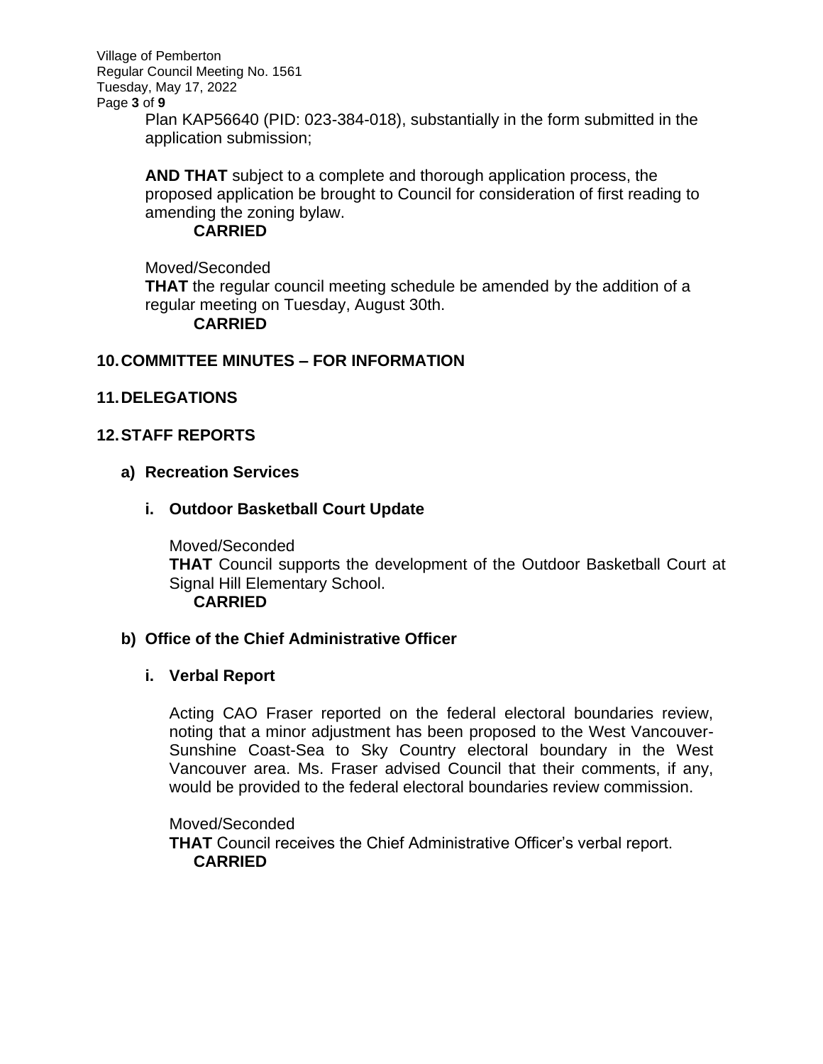Plan KAP56640 (PID: 023-384-018), substantially in the form submitted in the application submission;

**AND THAT** subject to a complete and thorough application process, the proposed application be brought to Council for consideration of first reading to amending the zoning bylaw.

**CARRIED**

Moved/Seconded

**THAT** the regular council meeting schedule be amended by the addition of a regular meeting on Tuesday, August 30th.

**CARRIED**

## 10. COMMITTEE MINUTES – FOR INFORMATION

## 11. DELEGATIONS

## 12. STAFF REPORTS

### a) Recreation Services

#### i. Outdoor Basketball Court Update

Moved/Seconded

**THAT** Council supports the development of the Outdoor Basketball Court at Signal Hill Elementary School.

**CARRIED**

### b) Office of the Chief Administrative Officer

#### i. Verbal Report

Acting CAO Fraser reported on the federal electoral boundaries review, noting that a minor adjustment has been proposed to the West Vancouver-Sunshine Coast-Sea to Sky Country electoral boundary in the West Vancouver area. Ms. Fraser advised Council that their comments, if any, would be provided to the federal electoral boundaries review commission.

Moved/Seconded

**THAT** Council receives the Chief Administrative Officer's verbal report.

**CARRIED**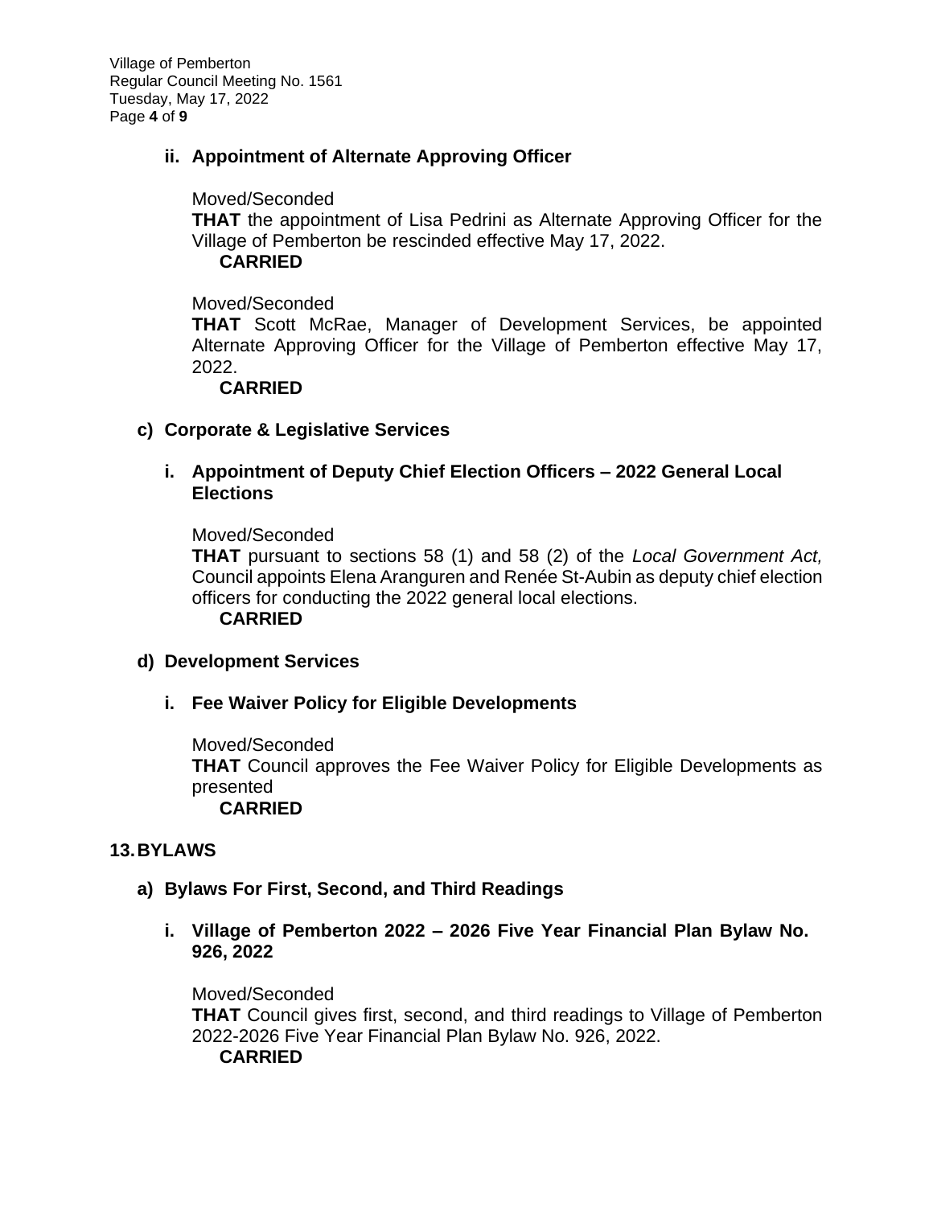### ii. Appointment of Alternate Approving Officer

Moved/Seconded
**THAT** the appointment of Lisa Pedrini as Alternate Approving Officer for the Village of Pemberton be rescinded effective May 17, 2022.
**CARRIED**

Moved/Seconded
**THAT** Scott McRae, Manager of Development Services, be appointed Alternate Approving Officer for the Village of Pemberton effective May 17, 2022.
**CARRIED**

## c) Corporate & Legislative Services

### i. Appointment of Deputy Chief Election Officers – 2022 General Local Elections

Moved/Seconded
**THAT** pursuant to sections 58 (1) and 58 (2) of the *Local Government Act,* Council appoints Elena Aranguren and Renée St-Aubin as deputy chief election officers for conducting the 2022 general local elections.
**CARRIED**

## d) Development Services

### i. Fee Waiver Policy for Eligible Developments

Moved/Seconded
**THAT** Council approves the Fee Waiver Policy for Eligible Developments as presented
**CARRIED**

# 13. BYLAWS

## a) Bylaws For First, Second, and Third Readings

### i. Village of Pemberton 2022 – 2026 Five Year Financial Plan Bylaw No. 926, 2022

Moved/Seconded
**THAT** Council gives first, second, and third readings to Village of Pemberton 2022-2026 Five Year Financial Plan Bylaw No. 926, 2022.
**CARRIED**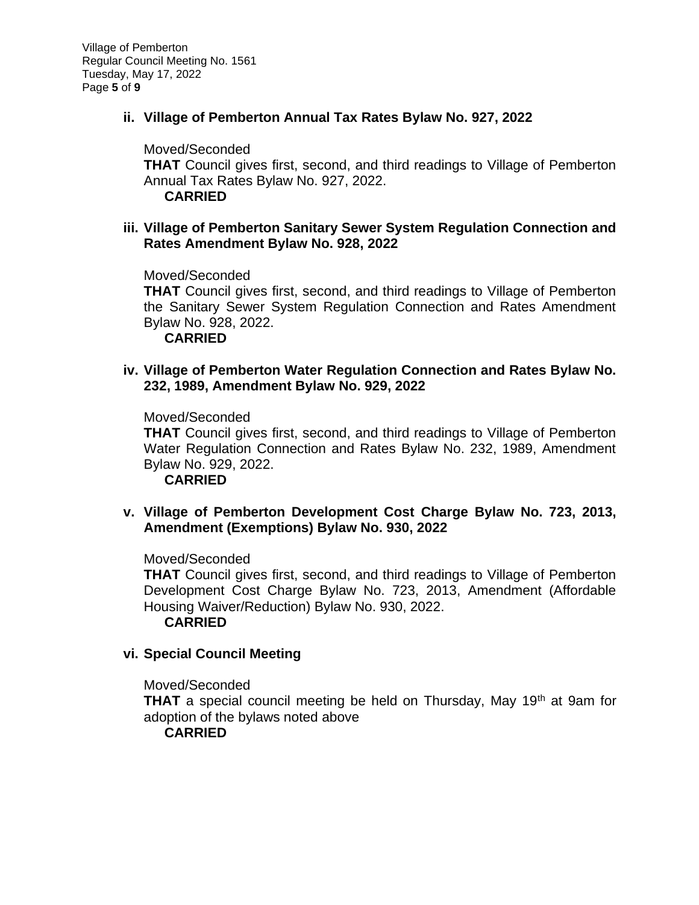### ii. Village of Pemberton Annual Tax Rates Bylaw No. 927, 2022

Moved/Seconded

**THAT** Council gives first, second, and third readings to Village of Pemberton Annual Tax Rates Bylaw No. 927, 2022.

**CARRIED**

### iii. Village of Pemberton Sanitary Sewer System Regulation Connection and Rates Amendment Bylaw No. 928, 2022

Moved/Seconded

**THAT** Council gives first, second, and third readings to Village of Pemberton the Sanitary Sewer System Regulation Connection and Rates Amendment Bylaw No. 928, 2022.

**CARRIED**

### iv. Village of Pemberton Water Regulation Connection and Rates Bylaw No. 232, 1989, Amendment Bylaw No. 929, 2022

Moved/Seconded

**THAT** Council gives first, second, and third readings to Village of Pemberton Water Regulation Connection and Rates Bylaw No. 232, 1989, Amendment Bylaw No. 929, 2022.

**CARRIED**

### v. Village of Pemberton Development Cost Charge Bylaw No. 723, 2013, Amendment (Exemptions) Bylaw No. 930, 2022

Moved/Seconded

**THAT** Council gives first, second, and third readings to Village of Pemberton Development Cost Charge Bylaw No. 723, 2013, Amendment (Affordable Housing Waiver/Reduction) Bylaw No. 930, 2022.

**CARRIED**

### vi. Special Council Meeting

Moved/Seconded

**THAT** a special council meeting be held on Thursday, May 19th at 9am for adoption of the bylaws noted above

**CARRIED**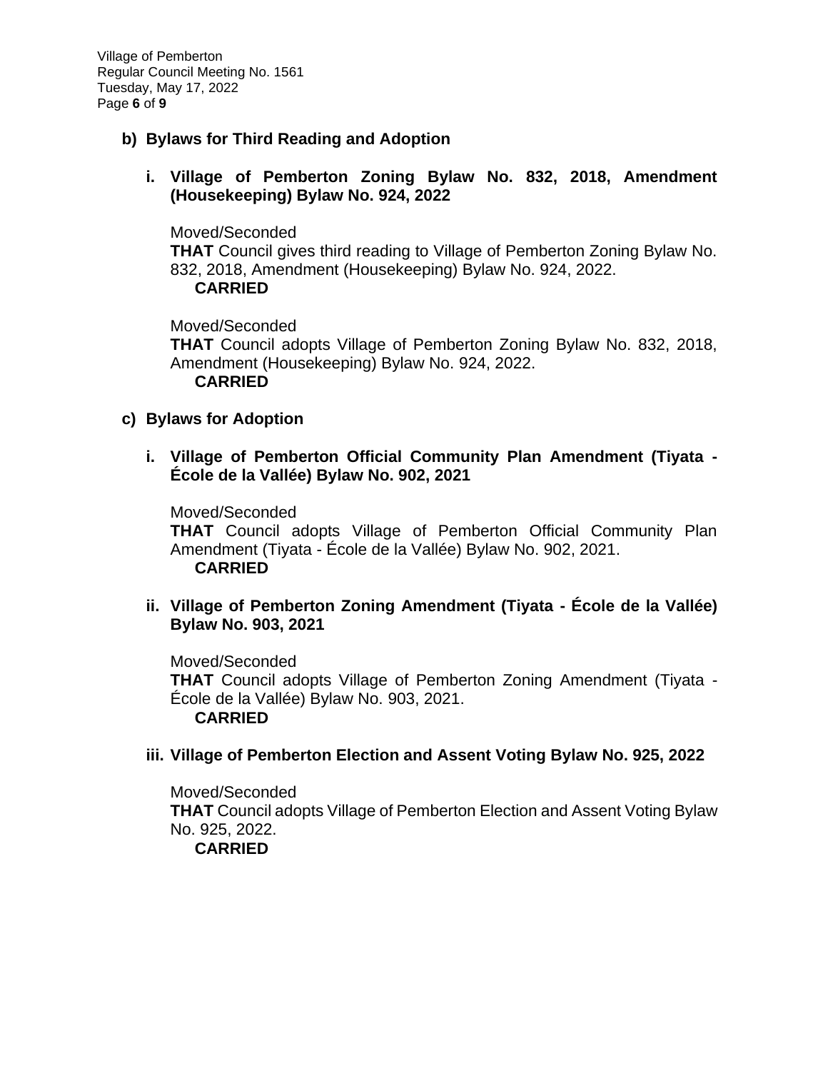**b) Bylaws for Third Reading and Adoption**

**i. Village of Pemberton Zoning Bylaw No. 832, 2018, Amendment (Housekeeping) Bylaw No. 924, 2022**

Moved/Seconded
**THAT** Council gives third reading to Village of Pemberton Zoning Bylaw No. 832, 2018, Amendment (Housekeeping) Bylaw No. 924, 2022.
**CARRIED**

Moved/Seconded
**THAT** Council adopts Village of Pemberton Zoning Bylaw No. 832, 2018, Amendment (Housekeeping) Bylaw No. 924, 2022.
**CARRIED**

**c) Bylaws for Adoption**

**i. Village of Pemberton Official Community Plan Amendment (Tiyata - École de la Vallée) Bylaw No. 902, 2021**

Moved/Seconded
**THAT** Council adopts Village of Pemberton Official Community Plan Amendment (Tiyata - École de la Vallée) Bylaw No. 902, 2021.
**CARRIED**

**ii. Village of Pemberton Zoning Amendment (Tiyata - École de la Vallée) Bylaw No. 903, 2021**

Moved/Seconded
**THAT** Council adopts Village of Pemberton Zoning Amendment (Tiyata - École de la Vallée) Bylaw No. 903, 2021.
**CARRIED**

**iii. Village of Pemberton Election and Assent Voting Bylaw No. 925, 2022**

Moved/Seconded
**THAT** Council adopts Village of Pemberton Election and Assent Voting Bylaw No. 925, 2022.
**CARRIED**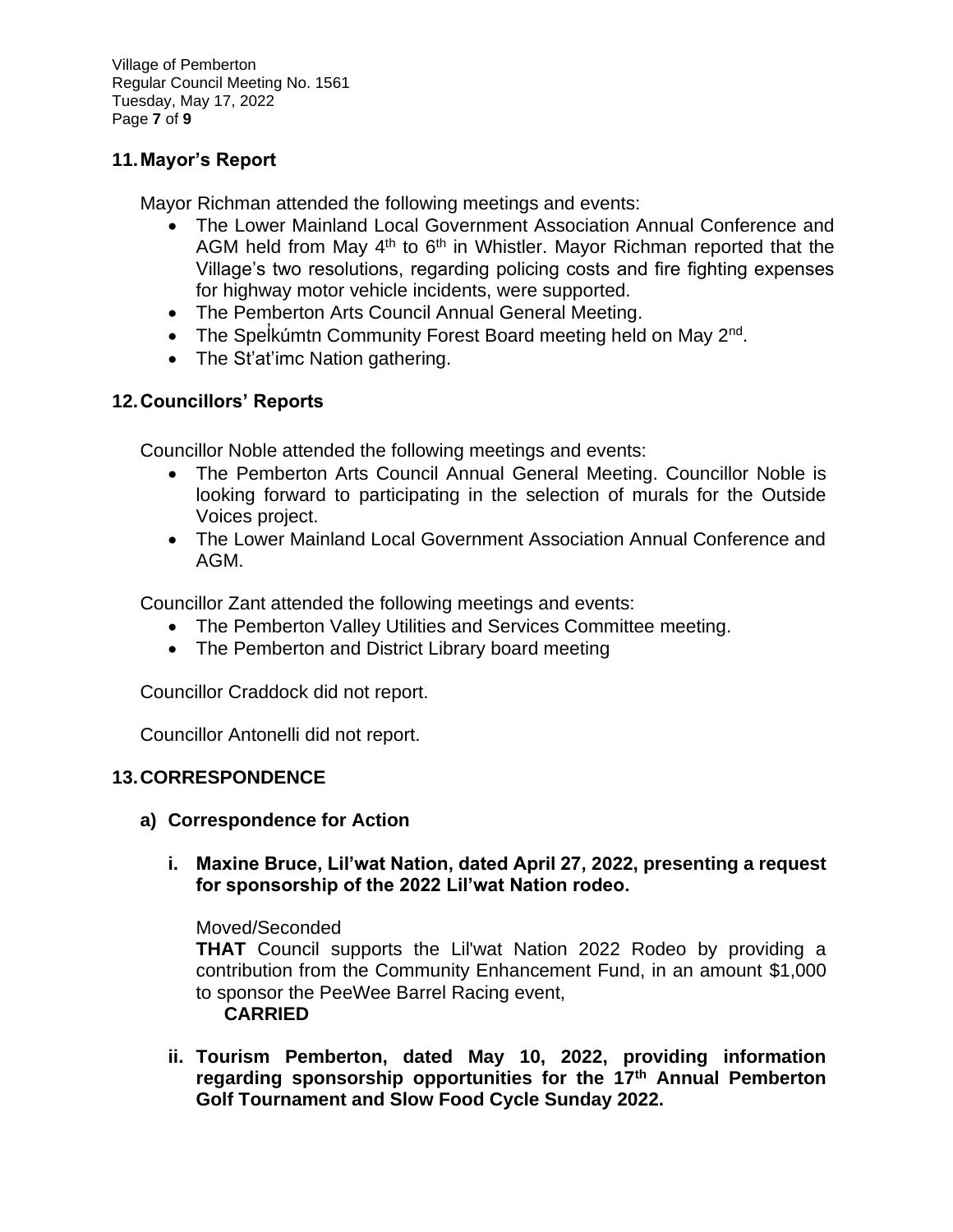## 11. Mayor's Report

Mayor Richman attended the following meetings and events:

- The Lower Mainland Local Government Association Annual Conference and AGM held from May 4th to 6th in Whistler. Mayor Richman reported that the Village's two resolutions, regarding policing costs and fire fighting expenses for highway motor vehicle incidents, were supported.
- The Pemberton Arts Council Annual General Meeting.
- The Spel̓kúmtn Community Forest Board meeting held on May 2nd.
- The St'at'imc Nation gathering.

## 12. Councillors' Reports

Councillor Noble attended the following meetings and events:

- The Pemberton Arts Council Annual General Meeting. Councillor Noble is looking forward to participating in the selection of murals for the Outside Voices project.
- The Lower Mainland Local Government Association Annual Conference and AGM.

Councillor Zant attended the following meetings and events:

- The Pemberton Valley Utilities and Services Committee meeting.
- The Pemberton and District Library board meeting

Councillor Craddock did not report.

Councillor Antonelli did not report.

## 13. CORRESPONDENCE

### a) Correspondence for Action

**i. Maxine Bruce, Lil'wat Nation, dated April 27, 2022, presenting a request for sponsorship of the 2022 Lil'wat Nation rodeo.**

Moved/Seconded
**THAT** Council supports the Lil'wat Nation 2022 Rodeo by providing a contribution from the Community Enhancement Fund, in an amount $1,000 to sponsor the PeeWee Barrel Racing event,
**CARRIED**

**ii. Tourism Pemberton, dated May 10, 2022, providing information regarding sponsorship opportunities for the 17th Annual Pemberton Golf Tournament and Slow Food Cycle Sunday 2022.**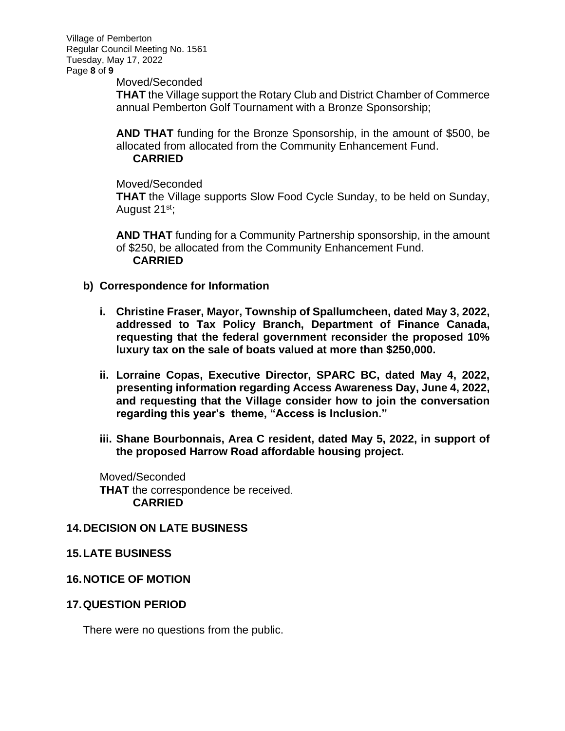Moved/Seconded

**THAT** the Village support the Rotary Club and District Chamber of Commerce annual Pemberton Golf Tournament with a Bronze Sponsorship;

**AND THAT** funding for the Bronze Sponsorship, in the amount of $500, be allocated from allocated from the Community Enhancement Fund.

**CARRIED**

Moved/Seconded

**THAT** the Village supports Slow Food Cycle Sunday, to be held on Sunday, August 21st;

**AND THAT** funding for a Community Partnership sponsorship, in the amount of $250, be allocated from the Community Enhancement Fund.

**CARRIED**

**b) Correspondence for Information**

**i. Christine Fraser, Mayor, Township of Spallumcheen, dated May 3, 2022, addressed to Tax Policy Branch, Department of Finance Canada, requesting that the federal government reconsider the proposed 10% luxury tax on the sale of boats valued at more than $250,000.**

**ii. Lorraine Copas, Executive Director, SPARC BC, dated May 4, 2022, presenting information regarding Access Awareness Day, June 4, 2022, and requesting that the Village consider how to join the conversation regarding this year's theme, "Access is Inclusion."**

**iii. Shane Bourbonnais, Area C resident, dated May 5, 2022, in support of the proposed Harrow Road affordable housing project.**

Moved/Seconded

**THAT** the correspondence be received.

**CARRIED**

## 14. DECISION ON LATE BUSINESS

## 15. LATE BUSINESS

## 16. NOTICE OF MOTION

## 17. QUESTION PERIOD

There were no questions from the public.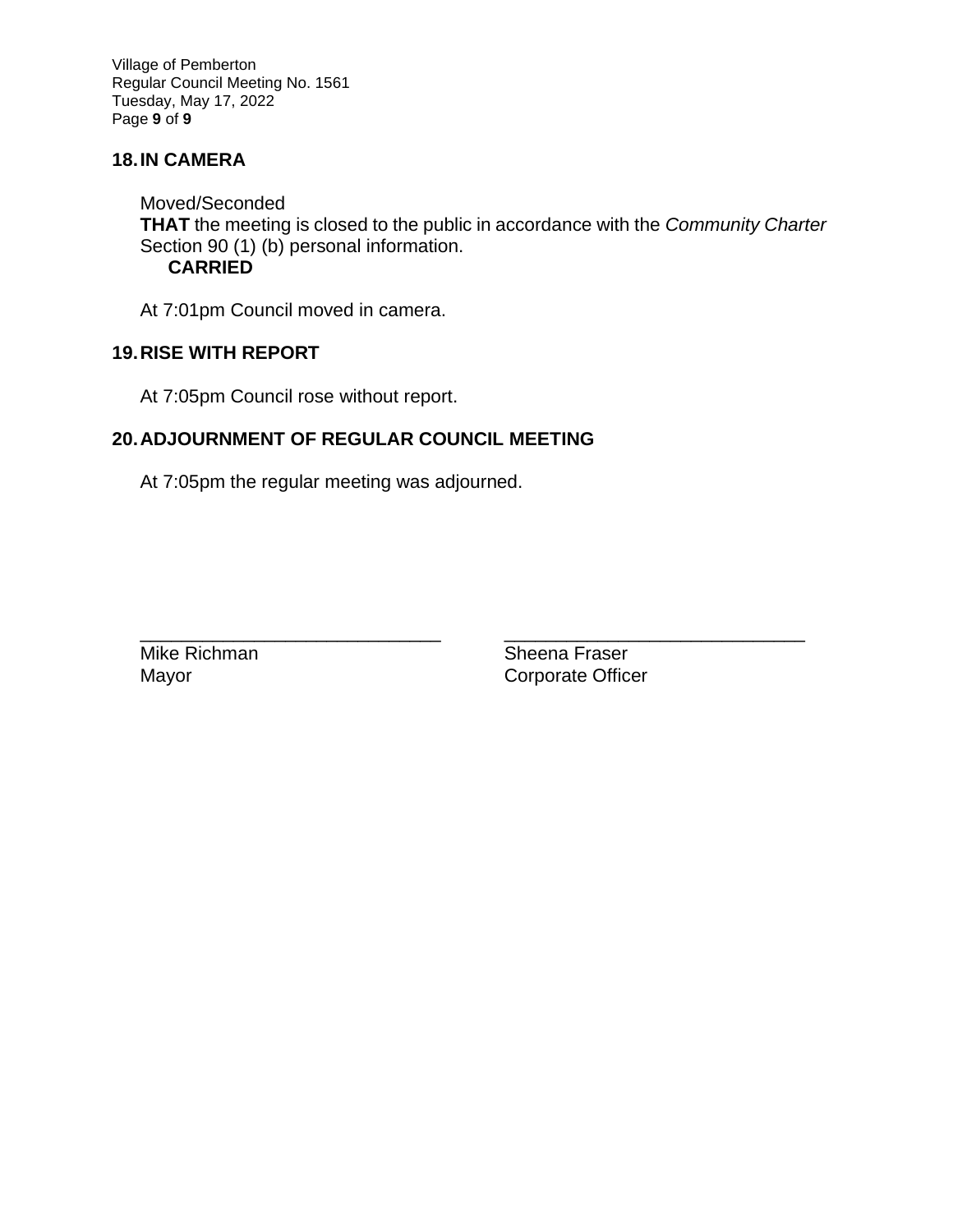## 18. IN CAMERA

Moved/Seconded
**THAT** the meeting is closed to the public in accordance with the *Community Charter* Section 90 (1) (b) personal information.
**CARRIED**

At 7:01pm Council moved in camera.

## 19. RISE WITH REPORT

At 7:05pm Council rose without report.

## 20. ADJOURNMENT OF REGULAR COUNCIL MEETING

At 7:05pm the regular meeting was adjourned.

| | |
|---|---|
| _____________________________ | _____________________________ |
| Mike Richman | Sheena Fraser |
| Mayor | Corporate Officer |